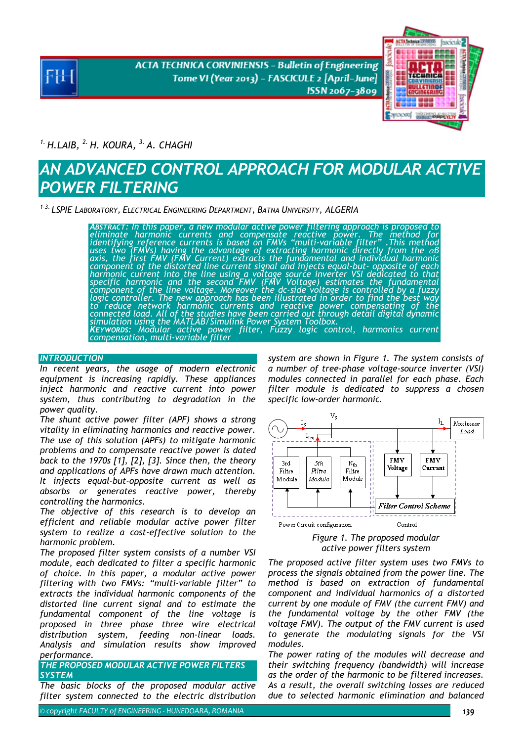[1.] H.LAIB, [2.] H. KOURA, [3.] A. CHAGHI

# AN ADVANCED CONTROL APPROACH FOR MODULAR ACTIVE POWER FILTERING

[1-3.] LSPIE LABORATORY, ELECTRICAL ENGINEERING DEPARTMENT, BATNA UNIVERSITY, ALGERIA

**ABSTRACT:** In this paper, a new modular active power filtering approach is proposed to eliminate harmonic currents and compensate reactive power. The method for identifying reference currents is based on FMVs "multi-variable filter" .This method uses two (FMVs) having the advantage of extracting harmonic directly from the $\alpha\beta$ axis, the first FMV (FMV Current) extracts the fundamental and individual harmonic component of the distorted line current signal and injects equal-but- opposite of each harmonic current into the line using a voltage source inverter VSI dedicated to that specific harmonic and the second FMV (FMV Voltage) estimates the fundamental component of the line voltage. Moreover the dc-side voltage is controlled by a fuzzy logic controller. The new approach has been illustrated in order to find the best way to reduce network harmonic currents and reactive power compensating of the connected load. All of the studies have been carried out through detail digital dynamic simulation using the MATLAB/Simulink Power System Toolbox.

**KEYWORDS:** Modular active power filter, Fuzzy logic control, harmonics current compensation, multi-variable filter

## INTRODUCTION

In recent years, the usage of modern electronic equipment is increasing rapidly. These appliances inject harmonic and reactive current into power system, thus contributing to degradation in the power quality.

The shunt active power filter (APF) shows a strong vitality in eliminating harmonics and reactive power. The use of this solution (APFs) to mitigate harmonic problems and to compensate reactive power is dated back to the 1970s [1], [2], [3]. Since then, the theory and applications of APFs have drawn much attention. It injects equal-but-opposite current as well as absorbs or generates reactive power, thereby controlling the harmonics.

The objective of this research is to develop an efficient and reliable modular active power filter system to realize a cost-effective solution to the harmonic problem.

The proposed filter system consists of a number VSI module, each dedicated to filter a specific harmonic of choice. In this paper, a modular active power filtering with two FMVs: "multi-variable filter" to extracts the individual harmonic components of the distorted line current signal and to estimate the fundamental component of the line voltage is proposed in three phase three wire electrical distribution system, feeding non-linear loads. Analysis and simulation results show improved performance.

## THE PROPOSED MODULAR ACTIVE POWER FILTERS SYSTEM

The basic blocks of the proposed modular active filter system connected to the electric distribution system are shown in Figure 1. The system consists of a number of tree-phase voltage-source inverter (VSI) modules connected in parallel for each phase. Each filter module is dedicated to suppress a chosen specific low-order harmonic.

Figure 1. The proposed modular active power filters system

The proposed active filter system uses two FMVs to process the signals obtained from the power line. The method is based on extraction of fundamental component and individual harmonics of a distorted current by one module of FMV (the current FMV) and the fundamental voltage by the other FMV (the voltage FMV). The output of the FMV current is used to generate the modulating signals for the VSI modules.

The power rating of the modules will decrease and their switching frequency (bandwidth) will increase as the order of the harmonic to be filtered increases. As a result, the overall switching losses are reduced due to selected harmonic elimination and balanced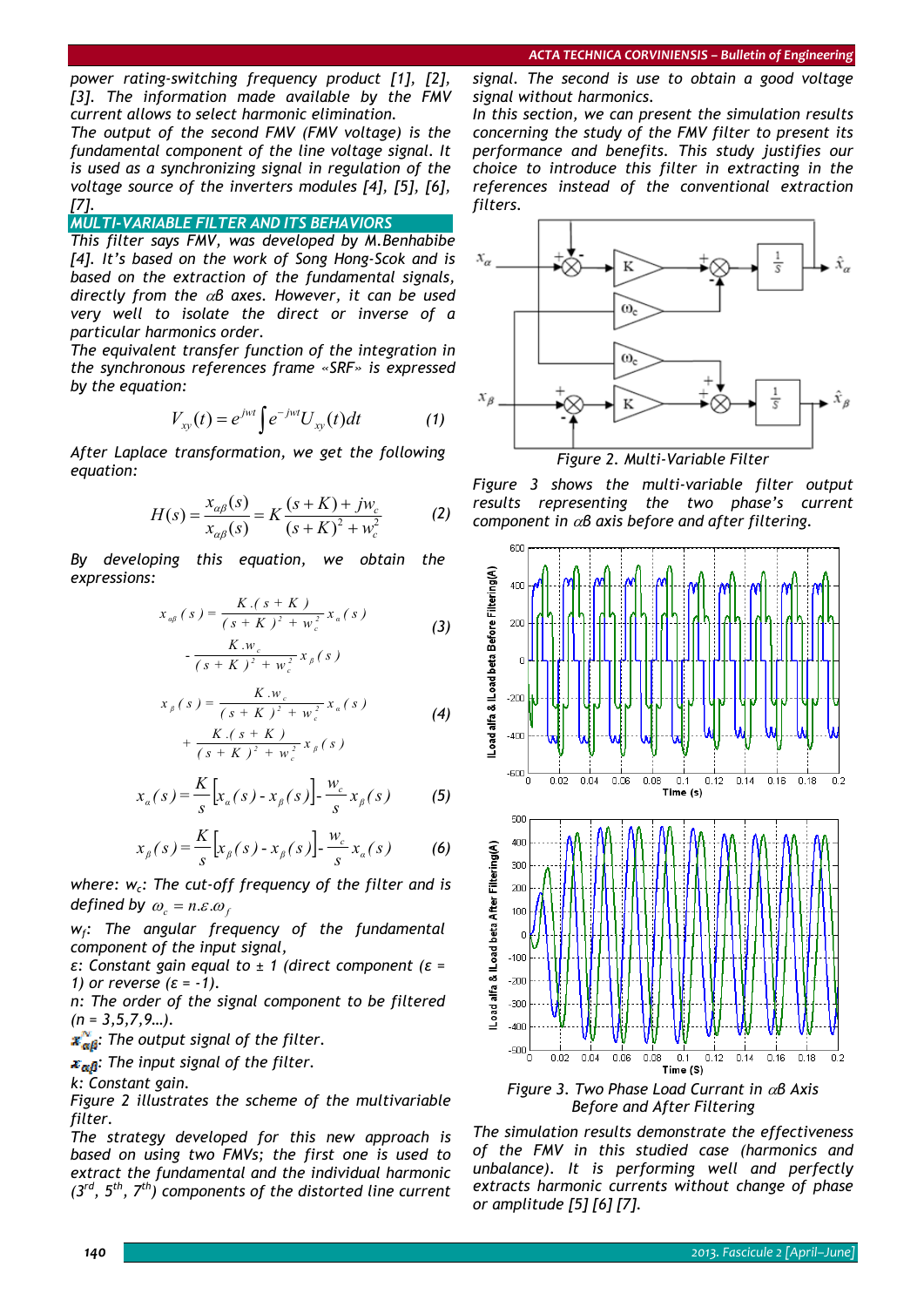power rating-switching frequency product [1], [2], [3]. The information made available by the FMV current allows to select harmonic elimination.

The output of the second FMV (FMV voltage) is the fundamental component of the line voltage signal. It is used as a synchronizing signal in regulation of the voltage source of the inverters modules [4], [5], [6], [7].

## MULTI-VARIABLE FILTER AND ITS BEHAVIORS

This filter says FMV, was developed by M.Benhabibe [4]. It's based on the work of Song Hong-Scok and is based on the extraction of the fundamental signals, directly from the $\alpha\beta$ axes. However, it can be used very well to isolate the direct or inverse of a particular harmonics order.

The equivalent transfer function of the integration in the synchronous references frame «SRF» is expressed by the equation:

$$V_{xy}(t) = e^{jwt}\int e^{-jwt}U_{xy}(t)dt \quad (1)$$

After Laplace transformation, we get the following equation:

$$H(s) = \frac{x_{\alpha\beta}(s)}{x_{\alpha\beta}(s)} = K\frac{(s+K)+jw_c}{(s+K)^2+w_c^2} \quad (2)$$

By developing this equation, we obtain the expressions:

$$x_{\alpha\beta}(s) = \frac{K.(s+K)}{(s+K)^2+w_c^2}x_\alpha(s) - \frac{K.w_c}{(s+K)^2+w_c^2}x_\beta(s) \quad (3)$$

$$x_\beta(s) = \frac{K.w_c}{(s+K)^2+w_c^2}x_\alpha(s) + \frac{K.(s+K)}{(s+K)^2+w_c^2}x_\beta(s) \quad (4)$$

$$x_\alpha(s) = \frac{K}{s}\left[x_\alpha(s) - x_\beta(s)\right] - \frac{w_c}{s}x_\beta(s) \quad (5)$$

$$x_\beta(s) = \frac{K}{s}\left[x_\beta(s) - x_\beta(s)\right] - \frac{w_c}{s}x_\alpha(s) \quad (6)$$

where: $w_c$: The cut-off frequency of the filter and is defined by $\omega_c = n.\varepsilon.\omega_f$

$w_f$: The angular frequency of the fundamental component of the input signal,

ε: Constant gain equal to ± 1 (direct component (ε = 1) or reverse (ε = -1).

n: The order of the signal component to be filtered (n = 3,5,7,9…).

$\hat{x}_{\alpha\beta}$: The output signal of the filter.

$x_{\alpha\beta}$: The input signal of the filter.

k: Constant gain.

Figure 2 illustrates the scheme of the multivariable filter.

The strategy developed for this new approach is based on using two FMVs; the first one is used to extract the fundamental and the individual harmonic (3rd, 5th, 7th) components of the distorted line current signal. The second is use to obtain a good voltage signal without harmonics.

In this section, we can present the simulation results concerning the study of the FMV filter to present its performance and benefits. This study justifies our choice to introduce this filter in extracting in the references instead of the conventional extraction filters.

Figure 2. Multi-Variable Filter

Figure 3 shows the multi-variable filter output results representing the two phase's current component in $\alpha\beta$ axis before and after filtering.

Figure 3. Two Phase Load Currant in $\alpha\beta$ Axis Before and After Filtering

The simulation results demonstrate the effectiveness of the FMV in this studied case (harmonics and unbalance). It is performing well and perfectly extracts harmonic currents without change of phase or amplitude [5] [6] [7].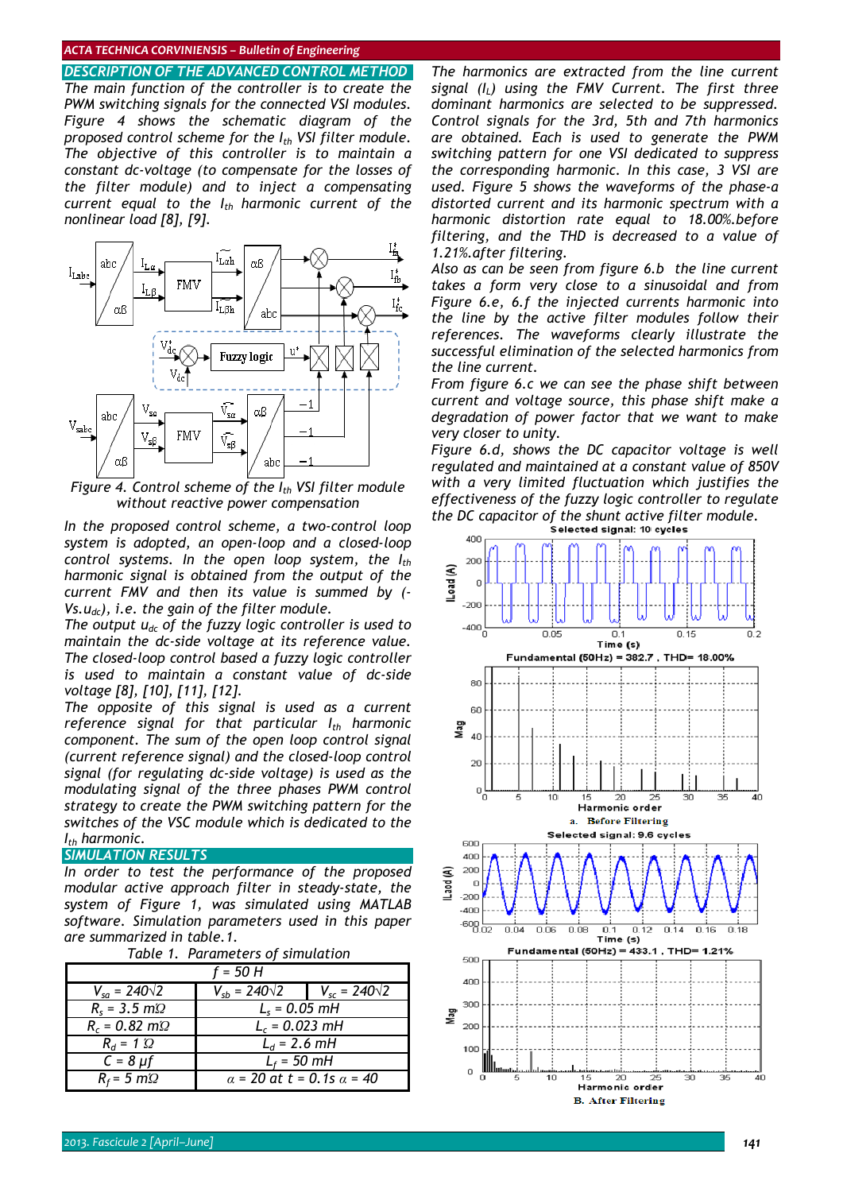## DESCRIPTION OF THE ADVANCED CONTROL METHOD

The main function of the controller is to create the PWM switching signals for the connected VSI modules. Figure 4 shows the schematic diagram of the proposed control scheme for the $I_{th}$ VSI filter module. The objective of this controller is to maintain a constant dc-voltage (to compensate for the losses of the filter module) and to inject a compensating current equal to the $I_{th}$ harmonic current of the nonlinear load [8], [9].

Figure 4. Control scheme of the $I_{th}$ VSI filter module without reactive power compensation

In the proposed control scheme, a two-control loop system is adopted, an open-loop and a closed-loop control systems. In the open loop system, the $I_{th}$ harmonic signal is obtained from the output of the current FMV and then its value is summed by (-$V_s.u_{dc}$), i.e. the gain of the filter module.

The output $u_{dc}$ of the fuzzy logic controller is used to maintain the dc-side voltage at its reference value. The closed-loop control based a fuzzy logic controller is used to maintain a constant value of dc-side voltage [8], [10], [11], [12].

The opposite of this signal is used as a current reference signal for that particular $I_{th}$ harmonic component. The sum of the open loop control signal (current reference signal) and the closed-loop control signal (for regulating dc-side voltage) is used as the modulating signal of the three phases PWM control strategy to create the PWM switching pattern for the switches of the VSC module which is dedicated to the $I_{th}$ harmonic.

## SIMULATION RESULTS

In order to test the performance of the proposed modular active approach filter in steady-state, the system of Figure 1, was simulated using MATLAB software. Simulation parameters used in this paper are summarized in table.1.

Table 1. Parameters of simulation

| $f$ = 50 H | | |
|---|---|---|
| $V_{sa} = 240\sqrt{2}$ | $V_{sb} = 240\sqrt{2}$ | $V_{sc} = 240\sqrt{2}$ |
| $R_s$ = 3.5 mΩ | $L_s$ = 0.05 mH | |
| $R_c$ = 0.82 mΩ | $L_c$ = 0.023 mH | |
| $R_d$ = 1 Ω | $L_d$ = 2.6 mH | |
| $C$ = 8 μf | $L_f$ = 50 mH | |
| $R_f$ = 5 mΩ | $\alpha$ = 20 at $t$ = 0.1s $\alpha$ = 40 | |

The harmonics are extracted from the line current signal ($I_L$) using the FMV Current. The first three dominant harmonics are selected to be suppressed. Control signals for the 3rd, 5th and 7th harmonics are obtained. Each is used to generate the PWM switching pattern for one VSI dedicated to suppress the corresponding harmonic. In this case, 3 VSI are used. Figure 5 shows the waveforms of the phase-a distorted current and its harmonic spectrum with a harmonic distortion rate equal to 18.00%.before filtering, and the THD is decreased to a value of 1.21%.after filtering.

Also as can be seen from figure 6.b the line current takes a form very close to a sinusoidal and from Figure 6.e, 6.f the injected currents harmonic into the line by the active filter modules follow their references. The waveforms clearly illustrate the successful elimination of the selected harmonics from the line current.

From figure 6.c we can see the phase shift between current and voltage source, this phase shift make a degradation of power factor that we want to make very closer to unity.

Figure 6.d, shows the DC capacitor voltage is well regulated and maintained at a constant value of 850V with a very limited fluctuation which justifies the effectiveness of the fuzzy logic controller to regulate the DC capacitor voltage of the shunt active filter module.

a. Before Filtering

B. After Filtering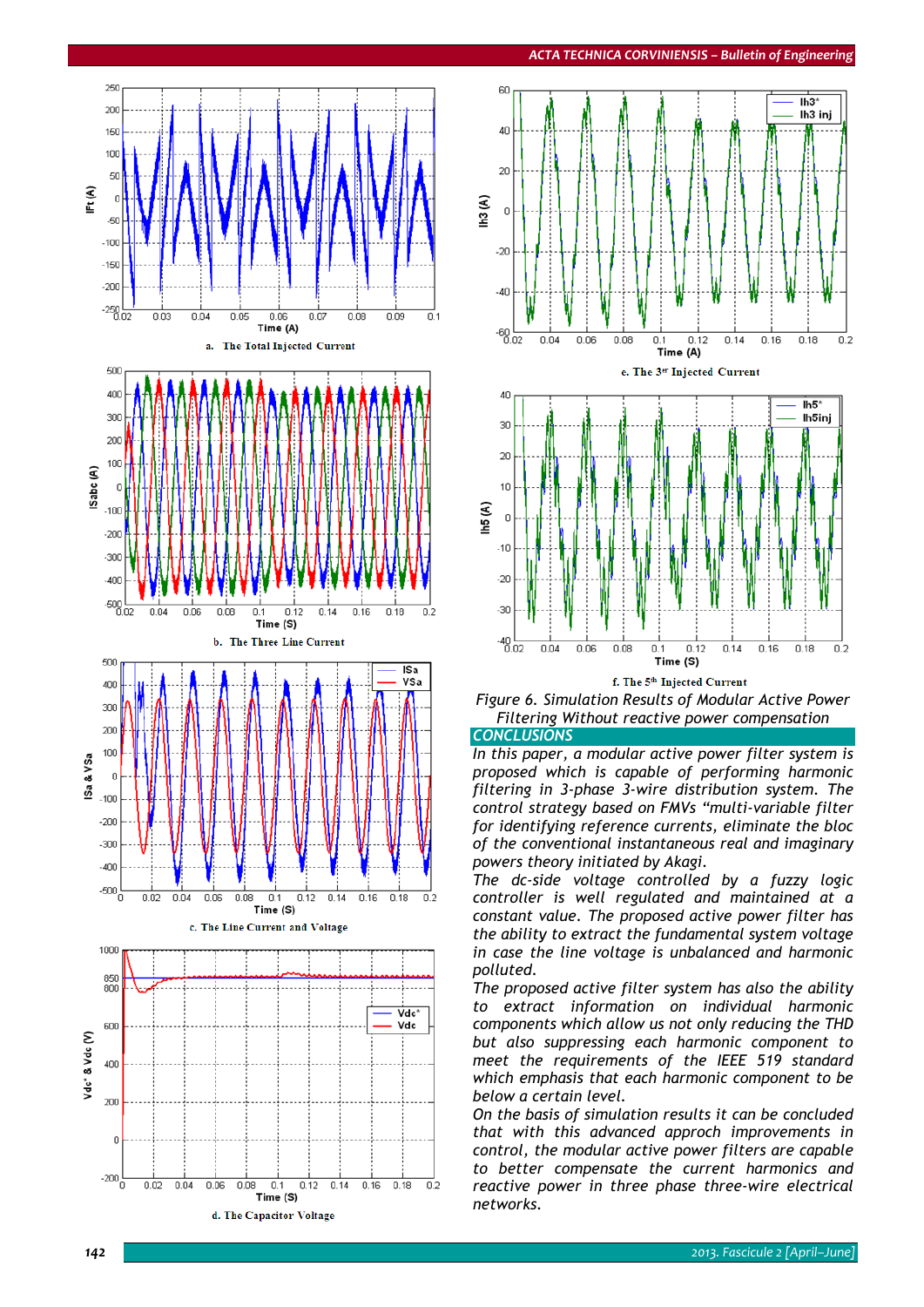a. The Total Injected Current

b. The Three Line Current

c. The Line Current and Voltage

d. The Capacitor Voltage

e. The 3[rd] Injected Current

f. The 5[th] Injected Current

*Figure 6. Simulation Results of Modular Active Power Filtering Without reactive power compensation*

## CONCLUSIONS

*In this paper, a modular active power filter system is proposed which is capable of performing harmonic filtering in 3-phase 3-wire distribution system. The control strategy based on FMVs "multi-variable filter for identifying reference currents, eliminate the bloc of the conventional instantaneous real and imaginary powers theory initiated by Akagi.*

*The dc-side voltage controlled by a fuzzy logic controller is well regulated and maintained at a constant value. The proposed active power filter has the ability to extract the fundamental system voltage in case the line voltage is unbalanced and harmonic polluted.*

*The proposed active filter system has also the ability to extract information on individual harmonic components which allow us not only reducing the THD but also suppressing each harmonic component to meet the requirements of the IEEE 519 standard which emphasis that each harmonic component to be below a certain level.*

*On the basis of simulation results it can be concluded that with this advanced approch improvements in control, the modular active power filters are capable to better compensate the current harmonics and reactive power in three phase three-wire electrical networks.*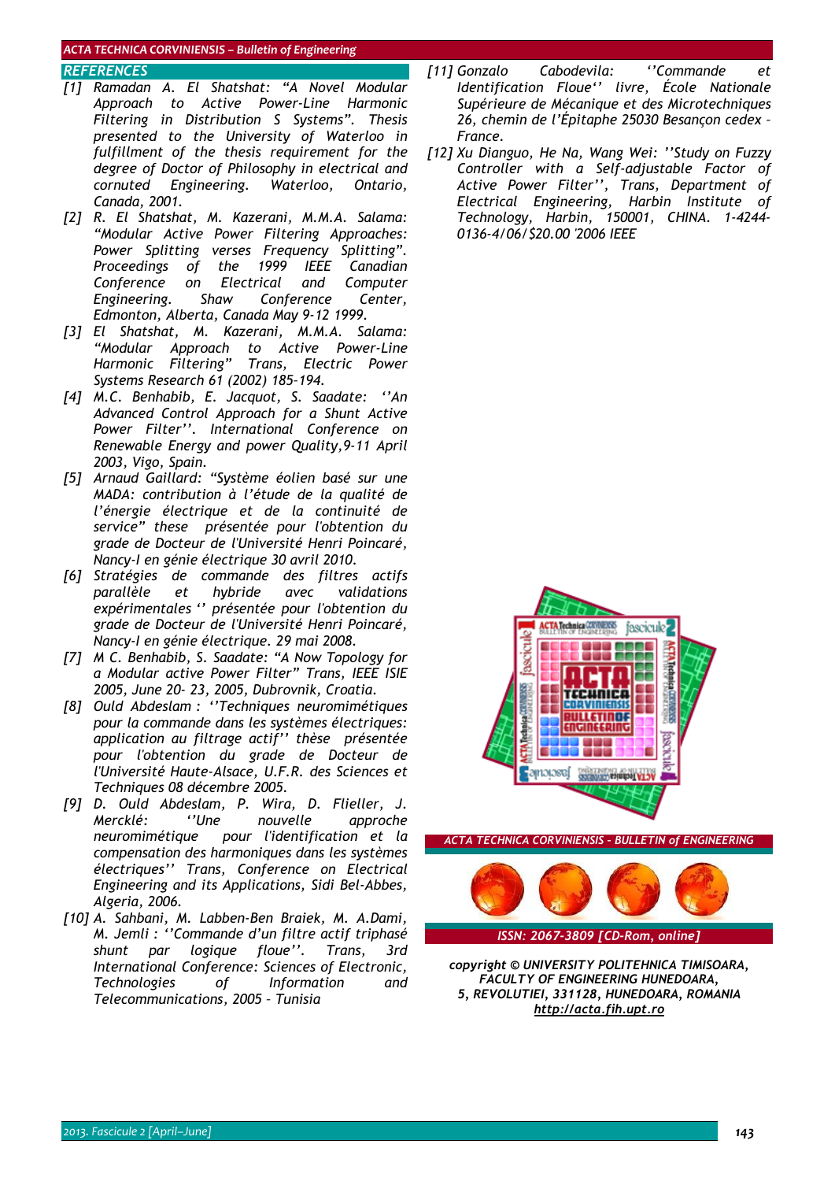## REFERENCES

[1] Ramadan A. El Shatshat: "A Novel Modular Approach to Active Power-Line Harmonic Filtering in Distribution S Systems". Thesis presented to the University of Waterloo in fulfillment of the thesis requirement for the degree of Doctor of Philosophy in electrical and cornuted Engineering. Waterloo, Ontario, Canada, 2001.

[2] R. El Shatshat, M. Kazerani, M.M.A. Salama: "Modular Active Power Filtering Approaches: Power Splitting verses Frequency Splitting". Proceedings of the 1999 IEEE Canadian Conference on Electrical and Computer Engineering. Shaw Conference Center, Edmonton, Alberta, Canada May 9-12 1999.

[3] El Shatshat, M. Kazerani, M.M.A. Salama: "Modular Approach to Active Power-Line Harmonic Filtering" Trans, Electric Power Systems Research 61 (2002) 185–194.

[4] M.C. Benhabib, E. Jacquot, S. Saadate: ''An Advanced Control Approach for a Shunt Active Power Filter''. International Conference on Renewable Energy and power Quality,9-11 April 2003, Vigo, Spain.

[5] Arnaud Gaillard: "Système éolien basé sur une MADA: contribution à l'étude de la qualité de l'énergie électrique et de la continuité de service" these présentée pour l'obtention du grade de Docteur de l'Université Henri Poincaré, Nancy-I en génie électrique 30 avril 2010.

[6] Stratégies de commande des filtres actifs parallèle et hybride avec validations expérimentales '' présentée pour l'obtention du grade de Docteur de l'Université Henri Poincaré, Nancy-I en génie électrique. 29 mai 2008.

[7] M C. Benhabib, S. Saadate: "A Now Topology for a Modular active Power Filter" Trans, IEEE ISIE 2005, June 20- 23, 2005, Dubrovnik, Croatia.

[8] Ould Abdeslam : ''Techniques neuromimétiques pour la commande dans les systèmes électriques: application au filtrage actif'' thèse présentée pour l'obtention du grade de Docteur de l'Université Haute-Alsace, U.F.R. des Sciences et Techniques 08 décembre 2005.

[9] D. Ould Abdeslam, P. Wira, D. Flieller, J. Mercklé: ''Une nouvelle approche neuromimétique pour l'identification et la compensation des harmoniques dans les systèmes électriques'' Trans, Conference on Electrical Engineering and its Applications, Sidi Bel-Abbes, Algeria, 2006.

[10] A. Sahbani, M. Labben-Ben Braiek, M. A.Dami, M. Jemli : ''Commande d'un filtre actif triphasé shunt par logique floue''. Trans, 3rd International Conference: Sciences of Electronic, Technologies of Information and Telecommunications, 2005 – Tunisia

[11] Gonzalo Cabodevila: ''Commande et Identification Floue'' livre, École Nationale Supérieure de Mécanique et des Microtechniques 26, chemin de l'Épitaphe 25030 Besançon cedex – France.

[12] Xu Dianguo, He Na, Wang Wei: ''Study on Fuzzy Controller with a Self-adjustable Factor of Active Power Filter'', Trans, Department of Electrical Engineering, Harbin Institute of Technology, Harbin, 150001, CHINA. 1-4244-0136-4/06/$20.00 '2006 IEEE

ACTA TECHNICA CORVINIENSIS - BULLETIN of ENGINEERING

ISSN: 2067-3809 [CD-Rom, online]

**copyright © UNIVERSITY POLITEHNICA TIMISOARA, FACULTY OF ENGINEERING HUNEDOARA, 5, REVOLUTIEI, 331128, HUNEDOARA, ROMANIA http://acta.fih.upt.ro**